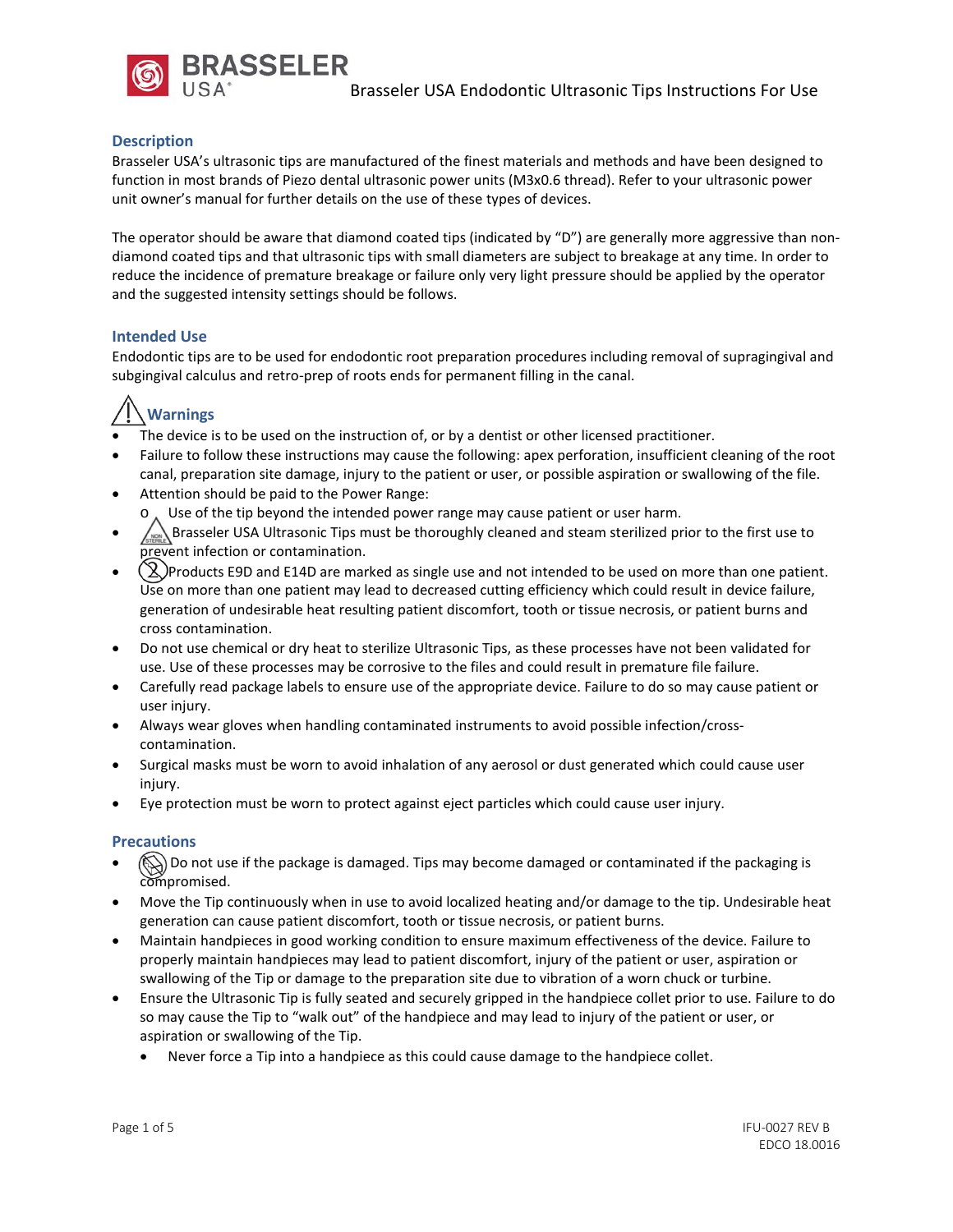# Brasseler USA Endodontic Ultrasonic Tips Instructions For Use

## Description

Brasseler USA's ultrasonic tips are manufactured of the finest materials and methods and have been designed to function in most brands of Piezo dental ultrasonic power units (M3x0.6 thread). Refer to your ultrasonic power unit owner's manual for further details on the use of these types of devices.

The operator should be aware that diamond coated tips (indicated by "D") are generally more aggressive than non-diamond coated tips and that ultrasonic tips with small diameters are subject to breakage at any time. In order to reduce the incidence of premature breakage or failure only very light pressure should be applied by the operator and the suggested intensity settings should be follows.

## Intended Use

Endodontic tips are to be used for endodontic root preparation procedures including removal of supragingival and subgingival calculus and retro-prep of roots ends for permanent filling in the canal.

## Warnings

- The device is to be used on the instruction of, or by a dentist or other licensed practitioner.
- Failure to follow these instructions may cause the following: apex perforation, insufficient cleaning of the root canal, preparation site damage, injury to the patient or user, or possible aspiration or swallowing of the file.
- Attention should be paid to the Power Range:
  - Use of the tip beyond the intended power range may cause patient or user harm.
- Brasseler USA Ultrasonic Tips must be thoroughly cleaned and steam sterilized prior to the first use to prevent infection or contamination.
- Products E9D and E14D are marked as single use and not intended to be used on more than one patient. Use on more than one patient may lead to decreased cutting efficiency which could result in device failure, generation of undesirable heat resulting patient discomfort, tooth or tissue necrosis, or patient burns and cross contamination.
- Do not use chemical or dry heat to sterilize Ultrasonic Tips, as these processes have not been validated for use. Use of these processes may be corrosive to the files and could result in premature file failure.
- Carefully read package labels to ensure use of the appropriate device. Failure to do so may cause patient or user injury.
- Always wear gloves when handling contaminated instruments to avoid possible infection/cross-contamination.
- Surgical masks must be worn to avoid inhalation of any aerosol or dust generated which could cause user injury.
- Eye protection must be worn to protect against eject particles which could cause user injury.

## Precautions

- Do not use if the package is damaged. Tips may become damaged or contaminated if the packaging is compromised.
- Move the Tip continuously when in use to avoid localized heating and/or damage to the tip. Undesirable heat generation can cause patient discomfort, tooth or tissue necrosis, or patient burns.
- Maintain handpieces in good working condition to ensure maximum effectiveness of the device. Failure to properly maintain handpieces may lead to patient discomfort, injury of the patient or user, aspiration or swallowing of the Tip or damage to the preparation site due to vibration of a worn chuck or turbine.
- Ensure the Ultrasonic Tip is fully seated and securely gripped in the handpiece collet prior to use. Failure to do so may cause the Tip to "walk out" of the handpiece and may lead to injury of the patient or user, or aspiration or swallowing of the Tip.
  - Never force a Tip into a handpiece as this could cause damage to the handpiece collet.

IFU-0027 REV B
EDCO 18.0016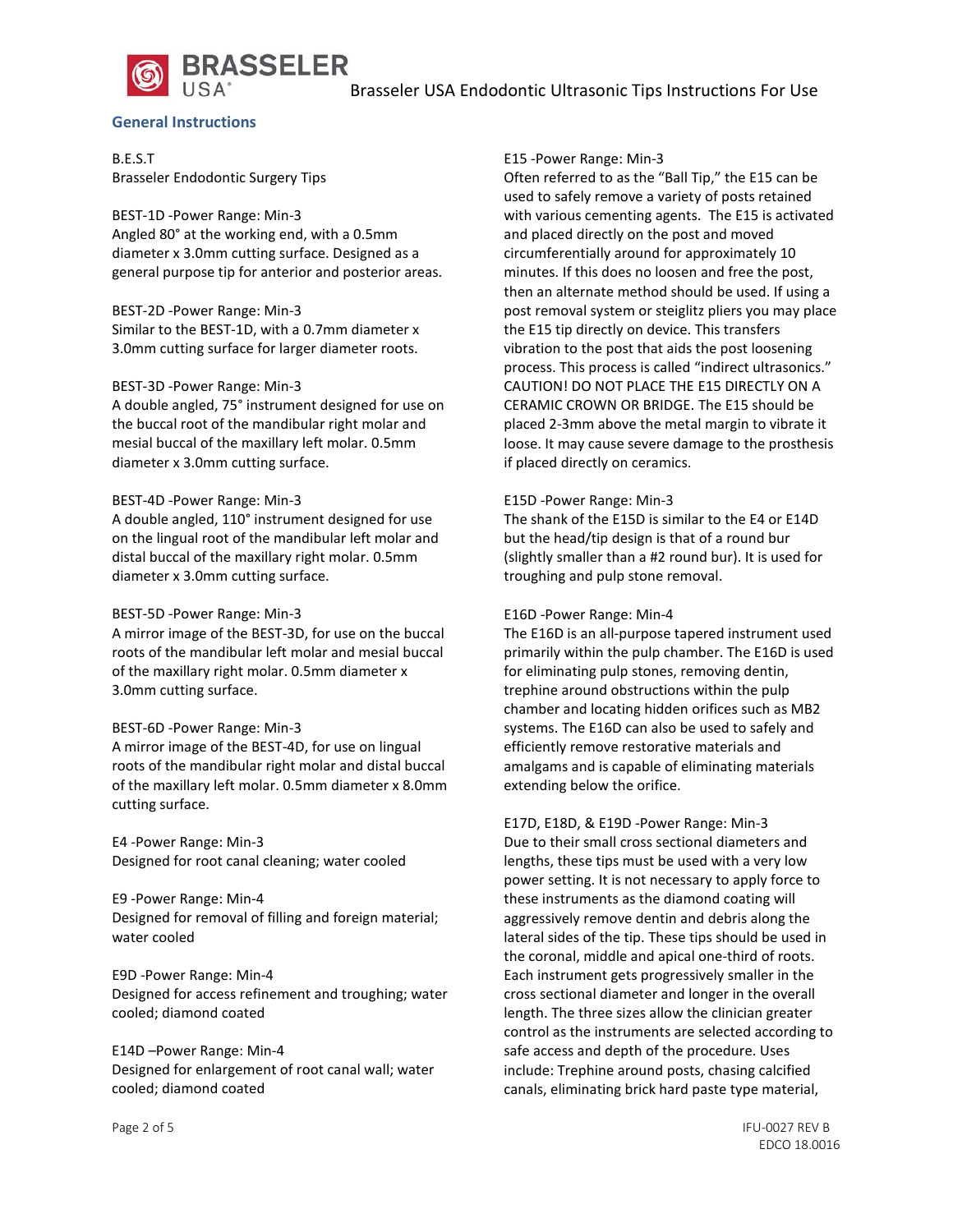## General Instructions

B.E.S.T
Brasseler Endodontic Surgery Tips

BEST-1D -Power Range: Min-3
Angled 80° at the working end, with a 0.5mm diameter x 3.0mm cutting surface. Designed as a general purpose tip for anterior and posterior areas.

BEST-2D -Power Range: Min-3
Similar to the BEST-1D, with a 0.7mm diameter x 3.0mm cutting surface for larger diameter roots.

BEST-3D -Power Range: Min-3
A double angled, 75° instrument designed for use on the buccal root of the mandibular right molar and mesial buccal of the maxillary left molar. 0.5mm diameter x 3.0mm cutting surface.

BEST-4D -Power Range: Min-3
A double angled, 110° instrument designed for use on the lingual root of the mandibular left molar and distal buccal of the maxillary right molar. 0.5mm diameter x 3.0mm cutting surface.

BEST-5D -Power Range: Min-3
A mirror image of the BEST-3D, for use on the buccal roots of the mandibular left molar and mesial buccal of the maxillary right molar. 0.5mm diameter x 3.0mm cutting surface.

BEST-6D -Power Range: Min-3
A mirror image of the BEST-4D, for use on lingual roots of the mandibular right molar and distal buccal of the maxillary left molar. 0.5mm diameter x 8.0mm cutting surface.

E4 -Power Range: Min-3
Designed for root canal cleaning; water cooled

E9 -Power Range: Min-4
Designed for removal of filling and foreign material; water cooled

E9D -Power Range: Min-4
Designed for access refinement and troughing; water cooled; diamond coated

E14D –Power Range: Min-4
Designed for enlargement of root canal wall; water cooled; diamond coated

E15 -Power Range: Min-3
Often referred to as the "Ball Tip," the E15 can be used to safely remove a variety of posts retained with various cementing agents. The E15 is activated and placed directly on the post and moved circumferentially around for approximately 10 minutes. If this does no loosen and free the post, then an alternate method should be used. If using a post removal system or steiglitz pliers you may place the E15 tip directly on device. This transfers vibration to the post that aids the post loosening process. This process is called "indirect ultrasonics." CAUTION! DO NOT PLACE THE E15 DIRECTLY ON A CERAMIC CROWN OR BRIDGE. The E15 should be placed 2-3mm above the metal margin to vibrate it loose. It may cause severe damage to the prosthesis if placed directly on ceramics.

E15D -Power Range: Min-3
The shank of the E15D is similar to the E4 or E14D but the head/tip design is that of a round bur (slightly smaller than a #2 round bur). It is used for troughing and pulp stone removal.

E16D -Power Range: Min-4
The E16D is an all-purpose tapered instrument used primarily within the pulp chamber. The E16D is used for eliminating pulp stones, removing dentin, trephine around obstructions within the pulp chamber and locating hidden orifices such as MB2 systems. The E16D can also be used to safely and efficiently remove restorative materials and amalgams and is capable of eliminating materials extending below the orifice.

E17D, E18D, & E19D -Power Range: Min-3
Due to their small cross sectional diameters and lengths, these tips must be used with a very low power setting. It is not necessary to apply force to these instruments as the diamond coating will aggressively remove dentin and debris along the lateral sides of the tip. These tips should be used in the coronal, middle and apical one-third of roots. Each instrument gets progressively smaller in the cross sectional diameter and longer in the overall length. The three sizes allow the clinician greater control as the instruments are selected according to safe access and depth of the procedure. Uses include: Trephine around posts, chasing calcified canals, eliminating brick hard paste type material,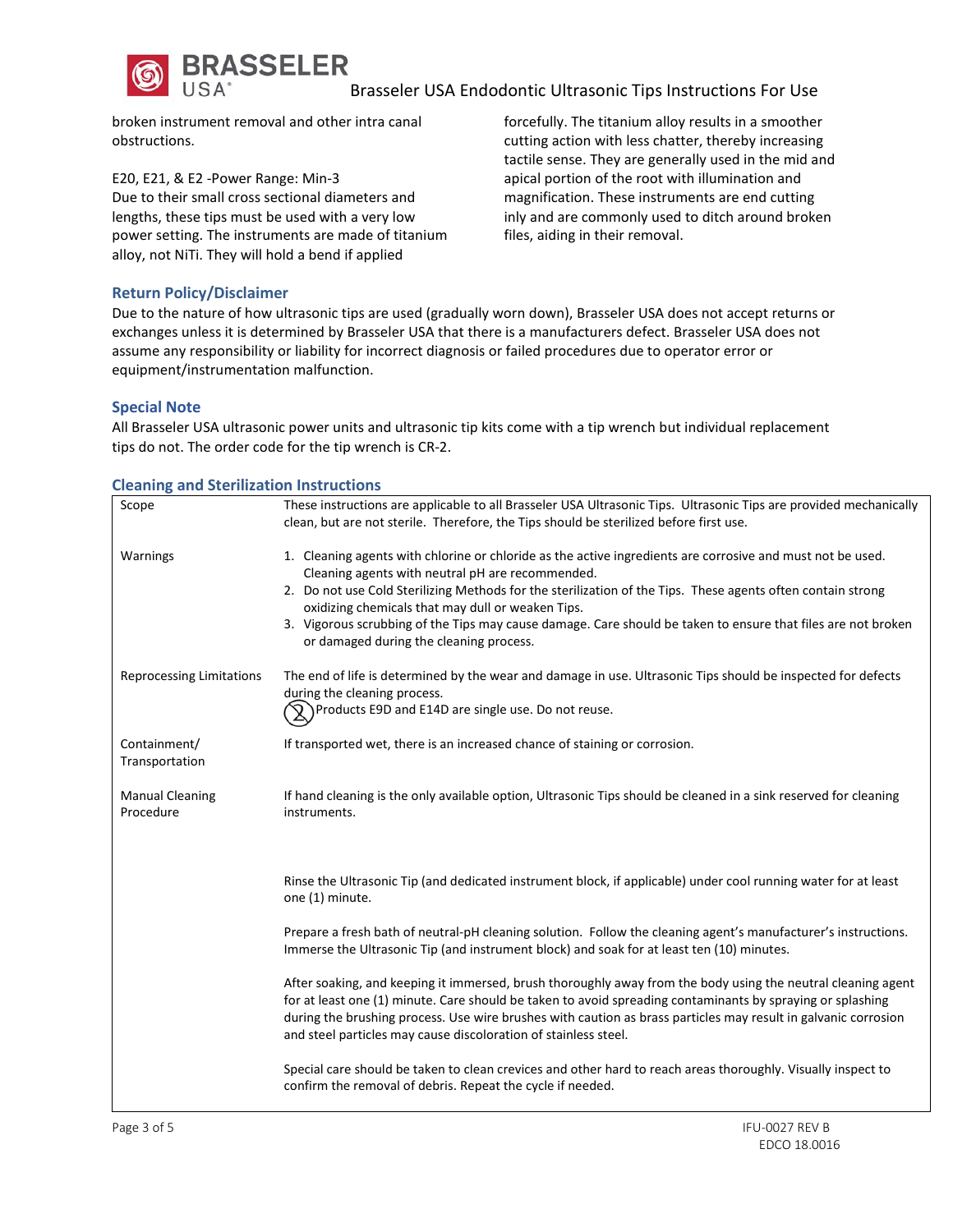broken instrument removal and other intra canal obstructions.

E20, E21, & E2 -Power Range: Min-3
Due to their small cross sectional diameters and lengths, these tips must be used with a very low power setting. The instruments are made of titanium alloy, not NiTi. They will hold a bend if applied forcefully. The titanium alloy results in a smoother cutting action with less chatter, thereby increasing tactile sense. They are generally used in the mid and apical portion of the root with illumination and magnification. These instruments are end cutting inly and are commonly used to ditch around broken files, aiding in their removal.

## Return Policy/Disclaimer

Due to the nature of how ultrasonic tips are used (gradually worn down), Brasseler USA does not accept returns or exchanges unless it is determined by Brasseler USA that there is a manufacturers defect. Brasseler USA does not assume any responsibility or liability for incorrect diagnosis or failed procedures due to operator error or equipment/instrumentation malfunction.

## Special Note

All Brasseler USA ultrasonic power units and ultrasonic tip kits come with a tip wrench but individual replacement tips do not. The order code for the tip wrench is CR-2.

## Cleaning and Sterilization Instructions

| | |
|---|---|
| Scope | These instructions are applicable to all Brasseler USA Ultrasonic Tips. Ultrasonic Tips are provided mechanically clean, but are not sterile. Therefore, the Tips should be sterilized before first use. |
| Warnings | 1. Cleaning agents with chlorine or chloride as the active ingredients are corrosive and must not be used. Cleaning agents with neutral pH are recommended.<br>2. Do not use Cold Sterilizing Methods for the sterilization of the Tips. These agents often contain strong oxidizing chemicals that may dull or weaken Tips.<br>3. Vigorous scrubbing of the Tips may cause damage. Care should be taken to ensure that files are not broken or damaged during the cleaning process. |
| Reprocessing Limitations | The end of life is determined by the wear and damage in use. Ultrasonic Tips should be inspected for defects during the cleaning process.<br>Products E9D and E14D are single use. Do not reuse. |
| Containment/ Transportation | If transported wet, there is an increased chance of staining or corrosion. |
| Manual Cleaning Procedure | If hand cleaning is the only available option, Ultrasonic Tips should be cleaned in a sink reserved for cleaning instruments.<br><br>Rinse the Ultrasonic Tip (and dedicated instrument block, if applicable) under cool running water for at least one (1) minute.<br><br>Prepare a fresh bath of neutral-pH cleaning solution. Follow the cleaning agent's manufacturer's instructions. Immerse the Ultrasonic Tip (and instrument block) and soak for at least ten (10) minutes.<br><br>After soaking, and keeping it immersed, brush thoroughly away from the body using the neutral cleaning agent for at least one (1) minute. Care should be taken to avoid spreading contaminants by spraying or splashing during the brushing process. Use wire brushes with caution as brass particles may result in galvanic corrosion and steel particles may cause discoloration of stainless steel.<br><br>Special care should be taken to clean crevices and other hard to reach areas thoroughly. Visually inspect to confirm the removal of debris. Repeat the cycle if needed. |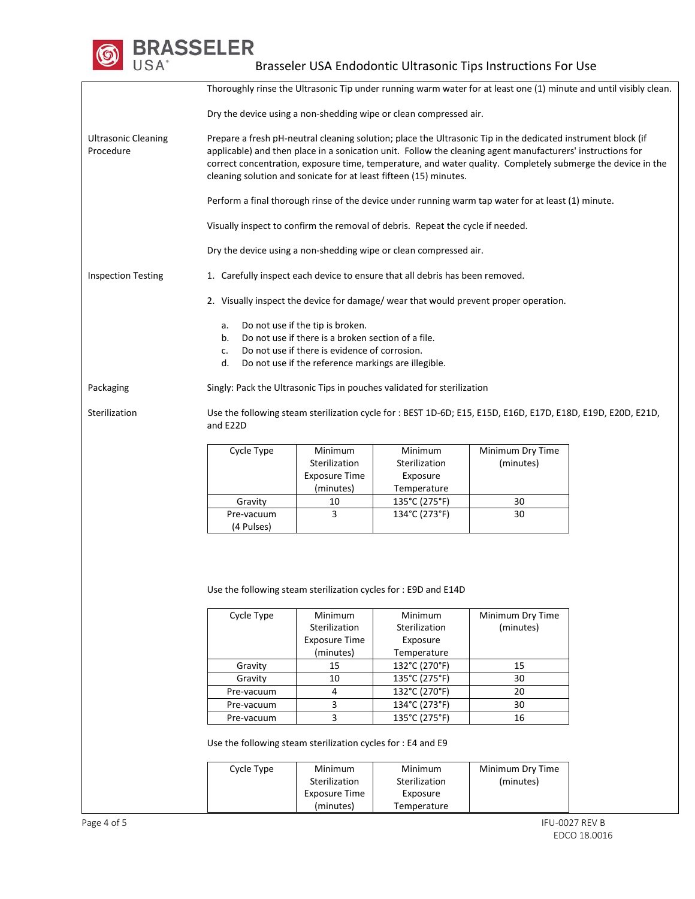Thoroughly rinse the Ultrasonic Tip under running warm water for at least one (1) minute and until visibly clean.

Dry the device using a non-shedding wipe or clean compressed air.

**Ultrasonic Cleaning Procedure**

Prepare a fresh pH-neutral cleaning solution; place the Ultrasonic Tip in the dedicated instrument block (if applicable) and then place in a sonication unit. Follow the cleaning agent manufacturers' instructions for correct concentration, exposure time, temperature, and water quality. Completely submerge the device in the cleaning solution and sonicate for at least fifteen (15) minutes.

Perform a final thorough rinse of the device under running warm tap water for at least (1) minute.

Visually inspect to confirm the removal of debris. Repeat the cycle if needed.

Dry the device using a non-shedding wipe or clean compressed air.

**Inspection Testing**

1. Carefully inspect each device to ensure that all debris has been removed.
2. Visually inspect the device for damage/ wear that would prevent proper operation.
   a. Do not use if the tip is broken.
   b. Do not use if there is a broken section of a file.
   c. Do not use if there is evidence of corrosion.
   d. Do not use if the reference markings are illegible.

**Packaging**

Singly: Pack the Ultrasonic Tips in pouches validated for sterilization

**Sterilization**

Use the following steam sterilization cycle for : BEST 1D-6D; E15, E15D, E16D, E17D, E18D, E19D, E20D, E21D, and E22D

| Cycle Type | Minimum Sterilization Exposure Time (minutes) | Minimum Sterilization Exposure Temperature | Minimum Dry Time (minutes) |
|---|---|---|---|
| Gravity | 10 | 135°C (275°F) | 30 |
| Pre-vacuum (4 Pulses) | 3 | 134°C (273°F) | 30 |

Use the following steam sterilization cycles for : E9D and E14D

| Cycle Type | Minimum Sterilization Exposure Time (minutes) | Minimum Sterilization Exposure Temperature | Minimum Dry Time (minutes) |
|---|---|---|---|
| Gravity | 15 | 132°C (270°F) | 15 |
| Gravity | 10 | 135°C (275°F) | 30 |
| Pre-vacuum | 4 | 132°C (270°F) | 20 |
| Pre-vacuum | 3 | 134°C (273°F) | 30 |
| Pre-vacuum | 3 | 135°C (275°F) | 16 |

Use the following steam sterilization cycles for : E4 and E9

| Cycle Type | Minimum Sterilization Exposure Time (minutes) | Minimum Sterilization Exposure Temperature | Minimum Dry Time (minutes) |
|---|---|---|---|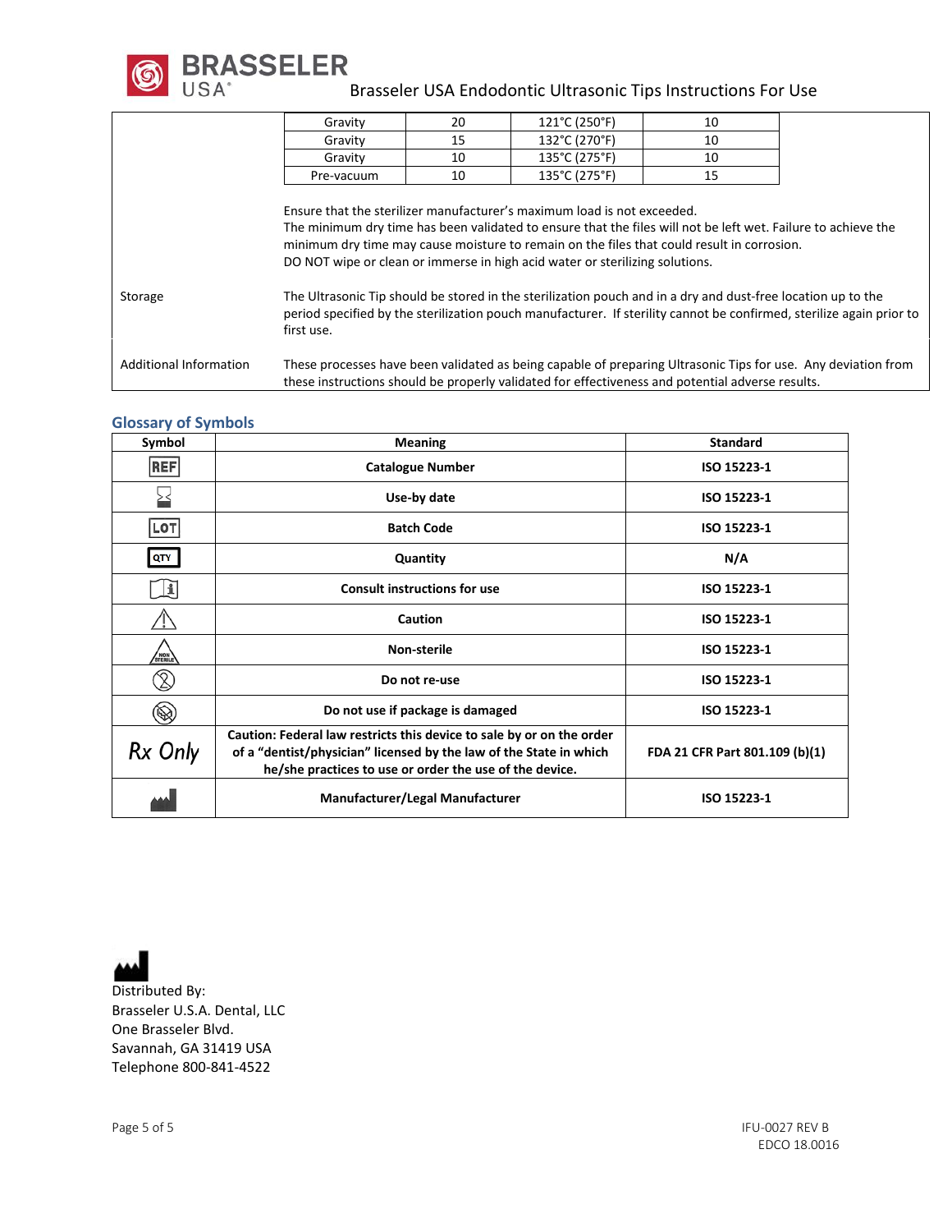| | | | |
|---|---|---|---|
| Gravity | 20 | 121°C (250°F) | 10 |
| Gravity | 15 | 132°C (270°F) | 10 |
| Gravity | 10 | 135°C (275°F) | 10 |
| Pre-vacuum | 10 | 135°C (275°F) | 15 |

Ensure that the sterilizer manufacturer's maximum load is not exceeded.
The minimum dry time has been validated to ensure that the files will not be left wet. Failure to achieve the minimum dry time may cause moisture to remain on the files that could result in corrosion.
DO NOT wipe or clean or immerse in high acid water or sterilizing solutions.

| | |
|---|---|
| Storage | The Ultrasonic Tip should be stored in the sterilization pouch and in a dry and dust-free location up to the period specified by the sterilization pouch manufacturer. If sterility cannot be confirmed, sterilize again prior to first use. |
| Additional Information | These processes have been validated as being capable of preparing Ultrasonic Tips for use. Any deviation from these instructions should be properly validated for effectiveness and potential adverse results. |

## Glossary of Symbols

| Symbol | Meaning | Standard |
|---|---|---|
| REF | **Catalogue Number** | **ISO 15223-1** |
| | **Use-by date** | **ISO 15223-1** |
| LOT | **Batch Code** | **ISO 15223-1** |
| QTY | **Quantity** | **N/A** |
| | **Consult instructions for use** | **ISO 15223-1** |
| | **Caution** | **ISO 15223-1** |
| NON STERILE | **Non-sterile** | **ISO 15223-1** |
| | **Do not re-use** | **ISO 15223-1** |
| | **Do not use if package is damaged** | **ISO 15223-1** |
| Rx Only | **Caution: Federal law restricts this device to sale by or on the order of a "dentist/physician" licensed by the law of the State in which he/she practices to use or order the use of the device.** | **FDA 21 CFR Part 801.109 (b)(1)** |
| | **Manufacturer/Legal Manufacturer** | **ISO 15223-1** |

Distributed By:
Brasseler U.S.A. Dental, LLC
One Brasseler Blvd.
Savannah, GA 31419 USA
Telephone 800-841-4522

IFU-0027 REV B
EDCO 18.0016